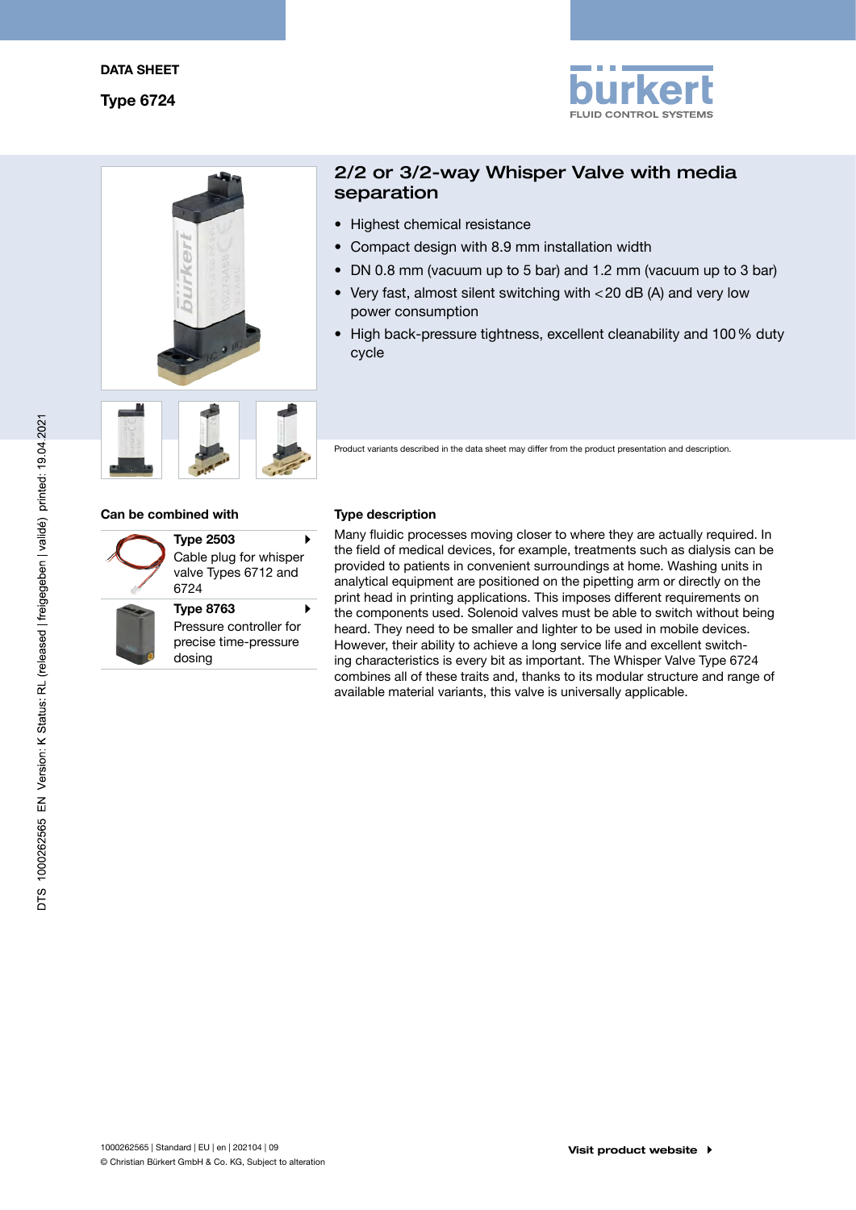DATA SHEET

Type 6724

# 2/2 or 3/2-way Whisper Valve with media separation

- Highest chemical resistance
- Compact design with 8.9 mm installation width
- DN 0.8 mm (vacuum up to 5 bar) and 1.2 mm (vacuum up to 3 bar)
- Very fast, almost silent switching with <20 dB (A) and very low power consumption
- High back-pressure tightness, excellent cleanability and 100 % duty cycle

Product variants described in the data sheet may differ from the product presentation and description.

## Can be combined with

**Type 2503**
Cable plug for whisper valve Types 6712 and 6724

**Type 8763**
Pressure controller for precise time-pressure dosing

## Type description

Many fluidic processes moving closer to where they are actually required. In the field of medical devices, for example, treatments such as dialysis can be provided to patients in convenient surroundings at home. Washing units in analytical equipment are positioned on the pipetting arm or directly on the print head in printing applications. This imposes different requirements on the components used. Solenoid valves must be able to switch without being heard. They need to be smaller and lighter to be used in mobile devices. However, their ability to achieve a long service life and excellent switching characteristics is every bit as important. The Whisper Valve Type 6724 combines all of these traits and, thanks to its modular structure and range of available material variants, this valve is universally applicable.

1000262565 | Standard | EU | en | 202104 | 09
© Christian Bürkert GmbH & Co. KG, Subject to alteration

Visit product website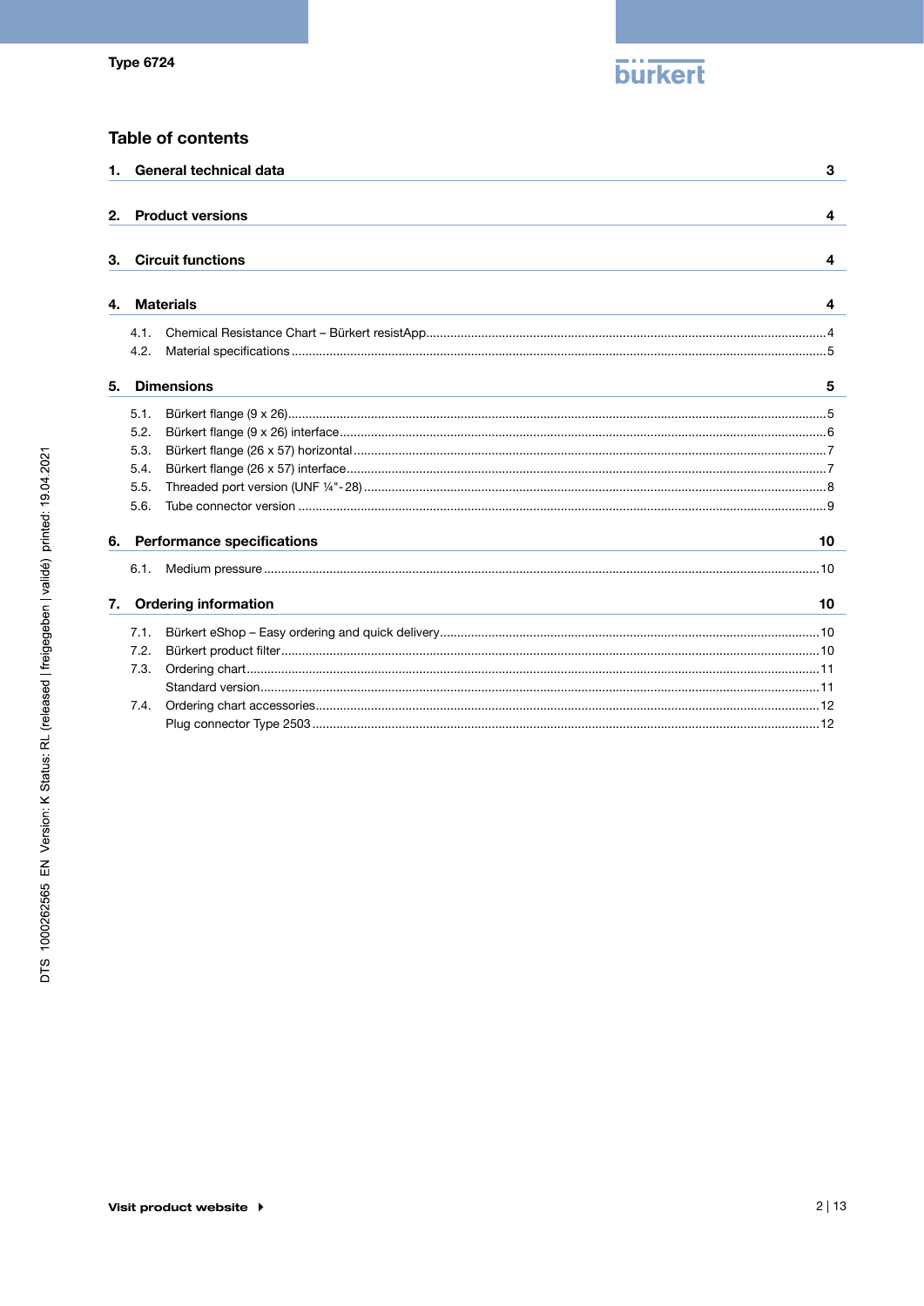## Table of contents

**1. General technical data** **3**

**2. Product versions** **4**

**3. Circuit functions** **4**

**4. Materials** **4**

- 4.1. Chemical Resistance Chart – Bürkert resistApp....4
- 4.2. Material specifications....5

**5. Dimensions** **5**

- 5.1. Bürkert flange (9 x 26)....5
- 5.2. Bürkert flange (9 x 26) interface....6
- 5.3. Bürkert flange (26 x 57) horizontal....7
- 5.4. Bürkert flange (26 x 57) interface....7
- 5.5. Threaded port version (UNF ¼"-28)....8
- 5.6. Tube connector version....9

**6. Performance specifications** **10**

- 6.1. Medium pressure....10

**7. Ordering information** **10**

- 7.1. Bürkert eShop – Easy ordering and quick delivery....10
- 7.2. Bürkert product filter....10
- 7.3. Ordering chart....11
  - Standard version....11
- 7.4. Ordering chart accessories....12
  - Plug connector Type 2503....12

DTS 1000262565 EN Version: K Status: RL (released | freigegeben | validé) printed: 19.04.2021

**Visit product website**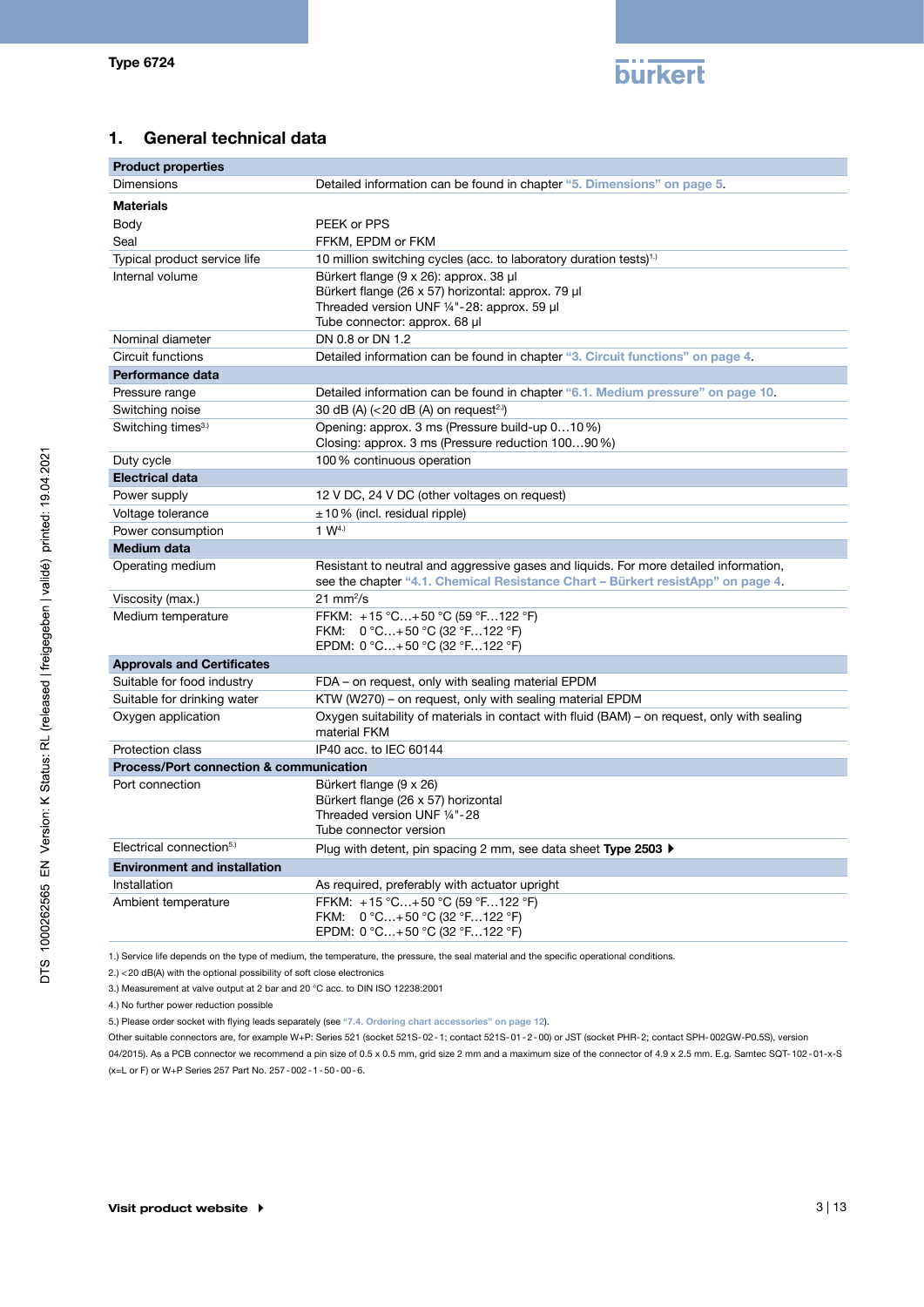## 1. General technical data

| Product properties | |
|---|---|
| Dimensions | Detailed information can be found in chapter "5. Dimensions" on page 5. |
| **Materials** | |
| Body | PEEK or PPS |
| Seal | FFKM, EPDM or FKM |
| Typical product service life | 10 million switching cycles (acc. to laboratory duration tests)[1.)] |
| Internal volume | Bürkert flange (9 x 26): approx. 38 µl<br>Bürkert flange (26 x 57) horizontal: approx. 79 µl<br>Threaded version UNF ¼"-28: approx. 59 µl<br>Tube connector: approx. 68 µl |
| Nominal diameter | DN 0.8 or DN 1.2 |
| Circuit functions | Detailed information can be found in chapter "3. Circuit functions" on page 4. |
| **Performance data** | |
| Pressure range | Detailed information can be found in chapter "6.1. Medium pressure" on page 10. |
| Switching noise | 30 dB (A) (<20 dB (A) on request[2.)]) |
| Switching times[3.)] | Opening: approx. 3 ms (Pressure build-up 0…10 %)<br>Closing: approx. 3 ms (Pressure reduction 100…90 %) |
| Duty cycle | 100 % continuous operation |
| **Electrical data** | |
| Power supply | 12 V DC, 24 V DC (other voltages on request) |
| Voltage tolerance | ±10 % (incl. residual ripple) |
| Power consumption | 1 W[4.)] |
| **Medium data** | |
| Operating medium | Resistant to neutral and aggressive gases and liquids. For more detailed information, see the chapter "4.1. Chemical Resistance Chart – Bürkert resistApp" on page 4. |
| Viscosity (max.) | 21 mm²/s |
| Medium temperature | FFKM: +15 °C…+50 °C (59 °F…122 °F)<br>FKM: 0 °C…+50 °C (32 °F…122 °F)<br>EPDM: 0 °C…+50 °C (32 °F…122 °F) |
| **Approvals and Certificates** | |
| Suitable for food industry | FDA – on request, only with sealing material EPDM |
| Suitable for drinking water | KTW (W270) – on request, only with sealing material EPDM |
| Oxygen application | Oxygen suitability of materials in contact with fluid (BAM) – on request, only with sealing material FKM |
| Protection class | IP40 acc. to IEC 60144 |
| **Process/Port connection & communication** | |
| Port connection | Bürkert flange (9 x 26)<br>Bürkert flange (26 x 57) horizontal<br>Threaded version UNF ¼"-28<br>Tube connector version |
| Electrical connection[5.)] | Plug with detent, pin spacing 2 mm, see data sheet **Type 2503** ▸ |
| **Environment and installation** | |
| Installation | As required, preferably with actuator upright |
| Ambient temperature | FFKM: +15 °C…+50 °C (59 °F…122 °F)<br>FKM: 0 °C…+50 °C (32 °F…122 °F)<br>EPDM: 0 °C…+50 °C (32 °F…122 °F) |

1.) Service life depends on the type of medium, the temperature, the pressure, the seal material and the specific operational conditions.

2.) <20 dB(A) with the optional possibility of soft close electronics

3.) Measurement at valve output at 2 bar and 20 °C acc. to DIN ISO 12238:2001

4.) No further power reduction possible

5.) Please order socket with flying leads separately (see "7.4. Ordering chart accessories" on page 12).
Other suitable connectors are, for example W+P: Series 521 (socket 521S-02-1; contact 521S-01-2-00) or JST (socket PHR-2; contact SPH-002GW-P0.5S), version 04/2015). As a PCB connector we recommend a pin size of 0.5 x 0.5 mm, grid size 2 mm and a maximum size of the connector of 4.9 x 2.5 mm. E.g. Samtec SQT-102-01-x-S (x=L or F) or W+P Series 257 Part No. 257-002-1-50-00-6.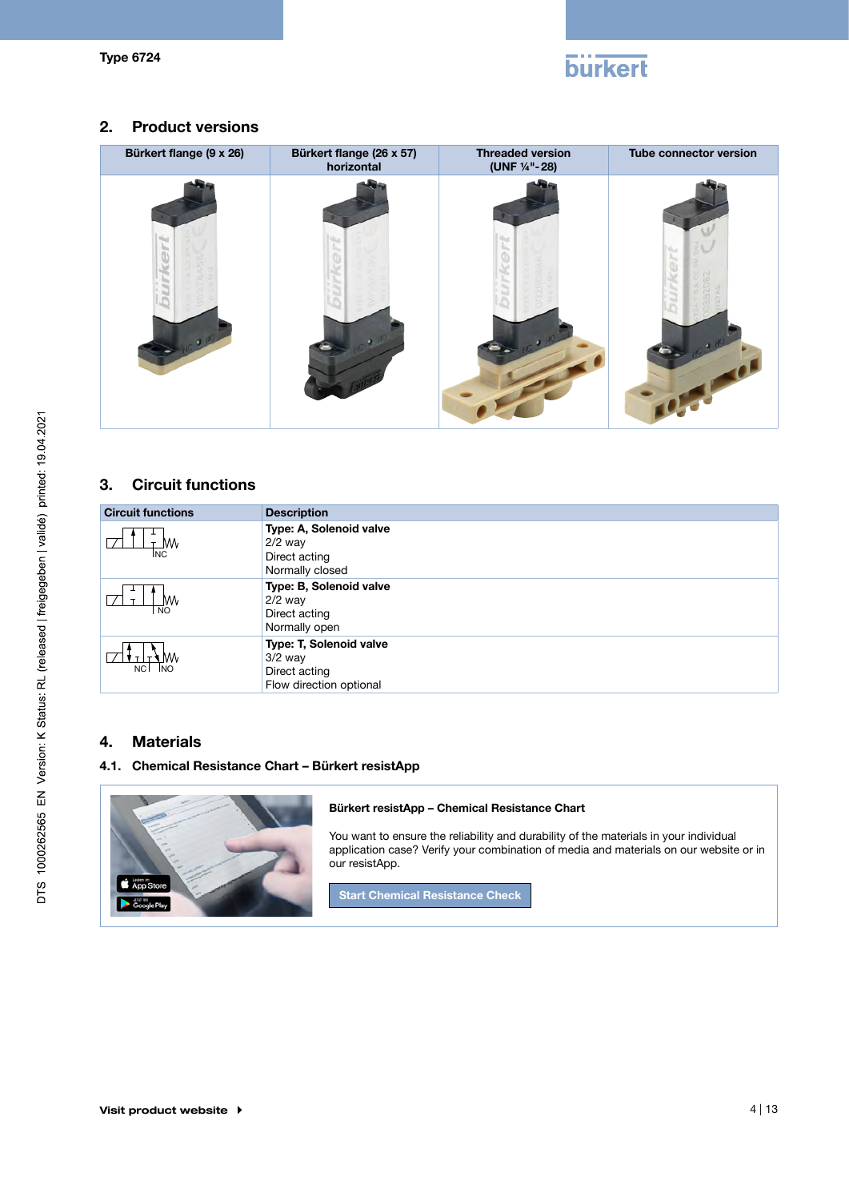## 2. Product versions

| Bürkert flange (9 x 26) | Bürkert flange (26 x 57) horizontal | Threaded version (UNF ¼"-28) | Tube connector version |
|---|---|---|---|
| | | | |

## 3. Circuit functions

| Circuit functions | Description |
|---|---|
| NC | **Type: A, Solenoid valve**<br>2/2 way<br>Direct acting<br>Normally closed |
| NO | **Type: B, Solenoid valve**<br>2/2 way<br>Direct acting<br>Normally open |
| NC NO | **Type: T, Solenoid valve**<br>3/2 way<br>Direct acting<br>Flow direction optional |

## 4. Materials

### 4.1. Chemical Resistance Chart – Bürkert resistApp

**Bürkert resistApp – Chemical Resistance Chart**

You want to ensure the reliability and durability of the materials in your individual application case? Verify your combination of media and materials on our website or in our resistApp.

Start Chemical Resistance Check

Visit product website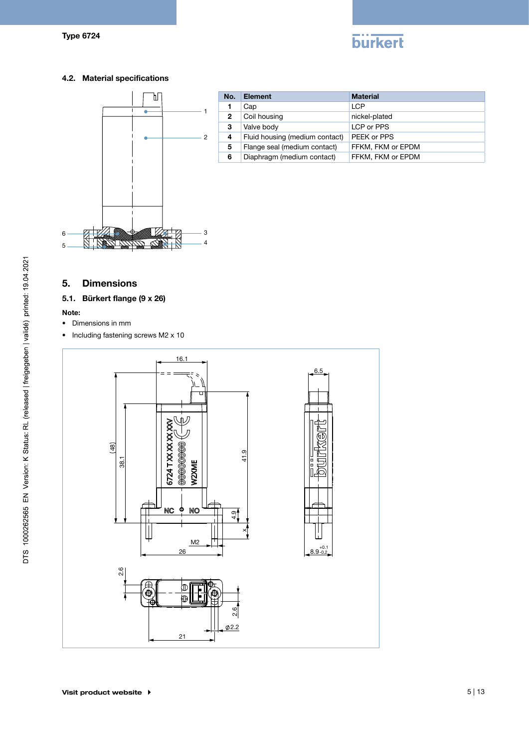## 4.2. Material specifications

| No. | Element | Material |
|---|---|---|
| 1 | Cap | LCP |
| 2 | Coil housing | nickel-plated |
| 3 | Valve body | LCP or PPS |
| 4 | Fluid housing (medium contact) | PEEK or PPS |
| 5 | Flange seal (medium contact) | FFKM, FKM or EPDM |
| 6 | Diaphragm (medium contact) | FFKM, FKM or EPDM |

# 5. Dimensions

## 5.1. Bürkert flange (9 x 26)

**Note:**

- Dimensions in mm
- Including fastening screws M2 x 10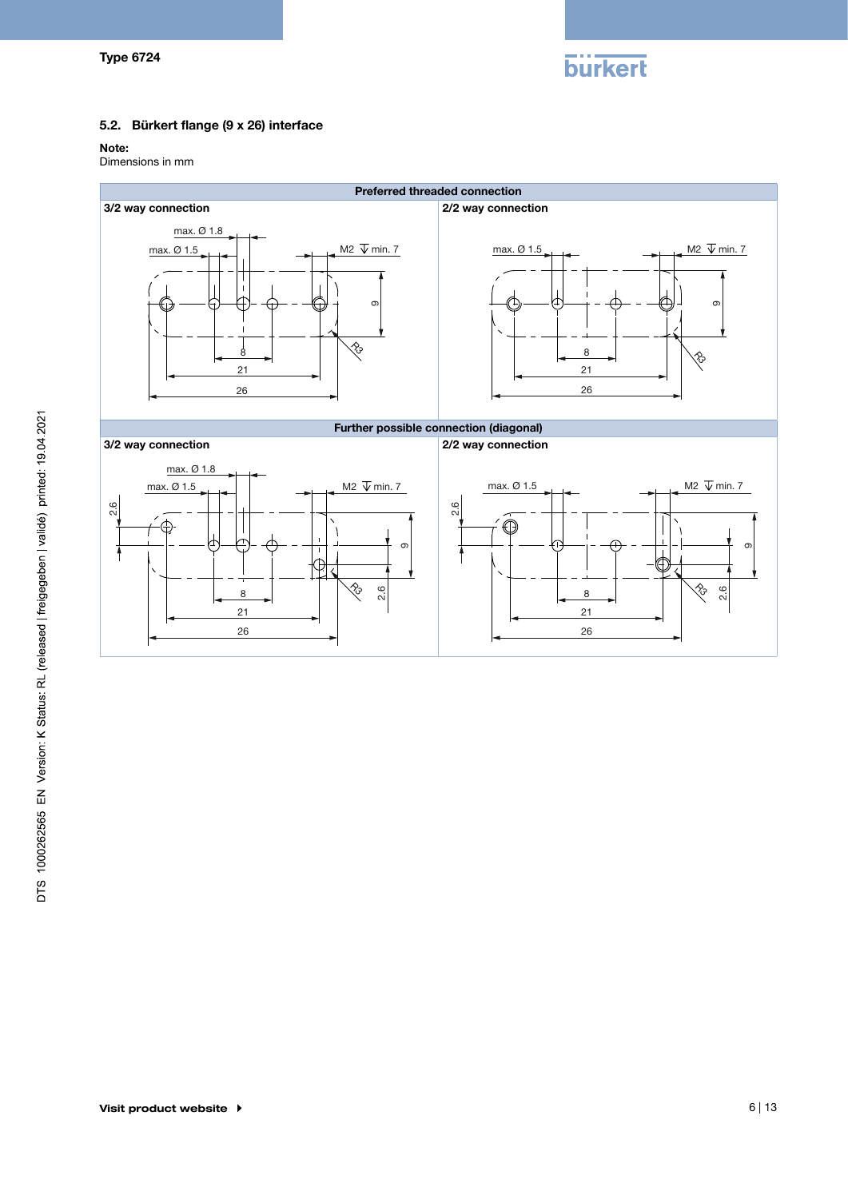## 5.2. Bürkert flange (9 x 26) interface

**Note:**
Dimensions in mm

**Preferred threaded connection**

**3/2 way connection**

max. Ø 1.8
max. Ø 1.5
M2 ↧ min. 7
9
R3
8
21
26

**2/2 way connection**

max. Ø 1.5
M2 ↧ min. 7
9
R3
8
21
26

**Further possible connection (diagonal)**

**3/2 way connection**

max. Ø 1.8
max. Ø 1.5
M2 ↧ min. 7
2.6
9
R3
2.6
8
21
26

**2/2 way connection**

max. Ø 1.5
M2 ↧ min. 7
2.6
9
R3
2.6
8
21
26

**Visit product website ▸**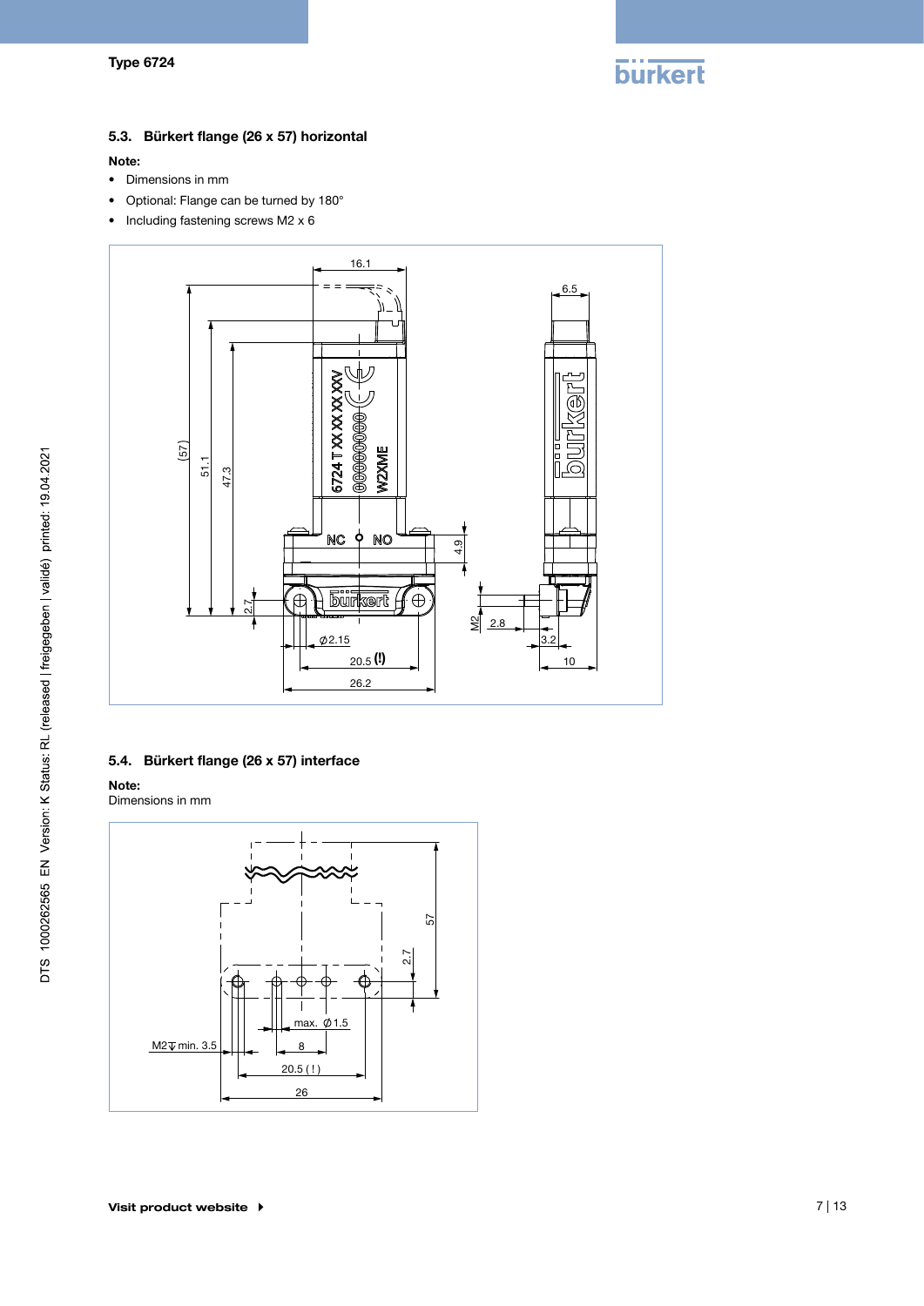### 5.3. Bürkert flange (26 x 57) horizontal

**Note:**

- Dimensions in mm
- Optional: Flange can be turned by 180°
- Including fastening screws M2 x 6

### 5.4. Bürkert flange (26 x 57) interface

**Note:**
Dimensions in mm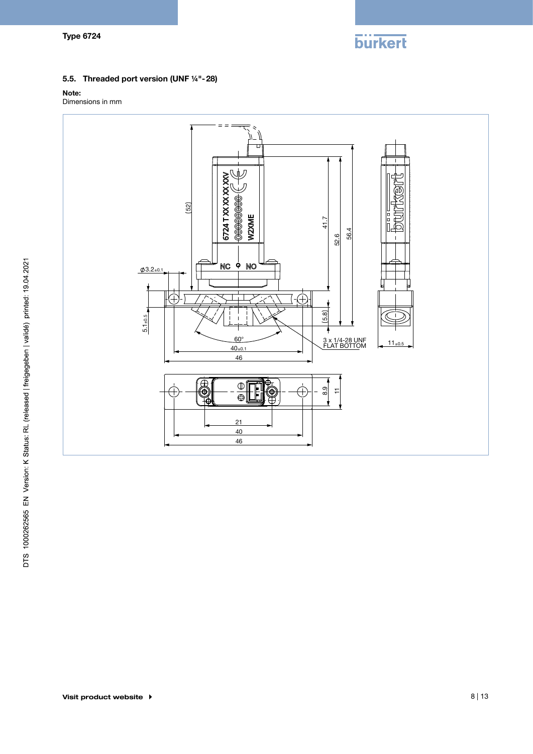### 5.5. Threaded port version (UNF ¼"- 28)

**Note:**
Dimensions in mm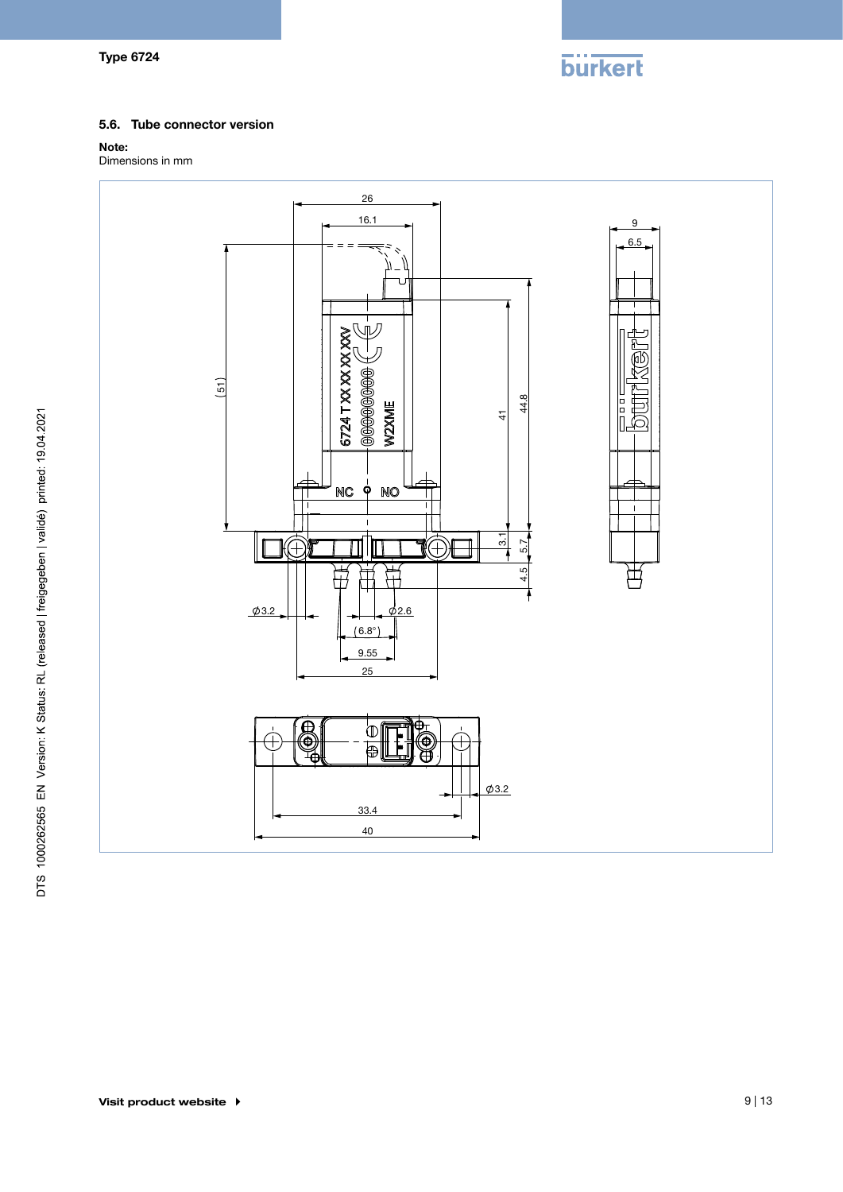### 5.6. Tube connector version

**Note:**
Dimensions in mm

26
16.1
9
6.5
(51)
41
44.8
3.1
5.7
4.5
6724 T XX XX XX XXV
00000000
W2XME
NC
NO
Ø3.2
Ø2.6
(6.8°)
9.55
25
Ø3.2
33.4
40